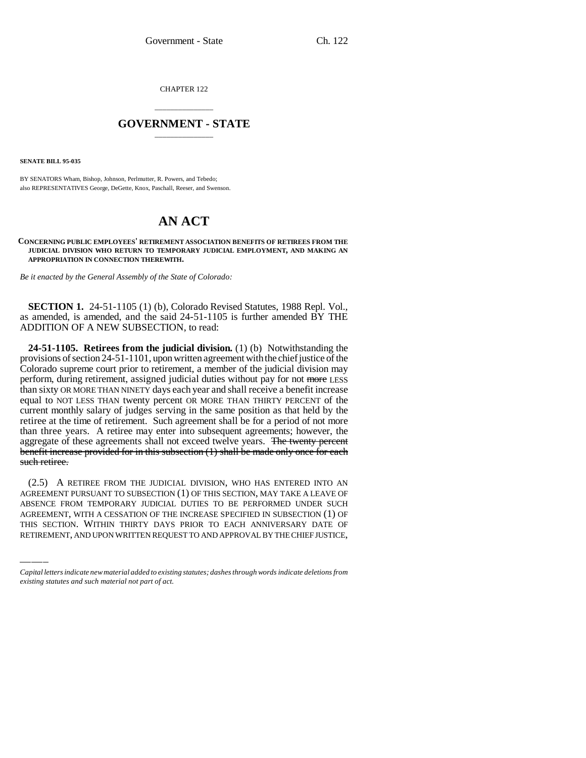CHAPTER 122

# GOVERNMENT - STATE

**SENATE BILL 95-035**

BY SENATORS Wham, Bishop, Johnson, Perlmutter, R. Powers, and Tebedo;
also REPRESENTATIVES George, DeGette, Knox, Paschall, Reeser, and Swenson.

# AN ACT

**CONCERNING PUBLIC EMPLOYEES' RETIREMENT ASSOCIATION BENEFITS OF RETIREES FROM THE JUDICIAL DIVISION WHO RETURN TO TEMPORARY JUDICIAL EMPLOYMENT, AND MAKING AN APPROPRIATION IN CONNECTION THEREWITH.**

*Be it enacted by the General Assembly of the State of Colorado:*

**SECTION 1.** 24-51-1105 (1) (b), Colorado Revised Statutes, 1988 Repl. Vol., as amended, is amended, and the said 24-51-1105 is further amended BY THE ADDITION OF A NEW SUBSECTION, to read:

**24-51-1105. Retirees from the judicial division.** (1) (b) Notwithstanding the provisions of section 24-51-1101, upon written agreement with the chief justice of the Colorado supreme court prior to retirement, a member of the judicial division may perform, during retirement, assigned judicial duties without pay for not ~~more~~ LESS than sixty OR MORE THAN NINETY days each year and shall receive a benefit increase equal to NOT LESS THAN twenty percent OR MORE THAN THIRTY PERCENT of the current monthly salary of judges serving in the same position as that held by the retiree at the time of retirement. Such agreement shall be for a period of not more than three years. A retiree may enter into subsequent agreements; however, the aggregate of these agreements shall not exceed twelve years. ~~The twenty percent benefit increase provided for in this subsection (1) shall be made only once for each such retiree.~~

(2.5) A RETIREE FROM THE JUDICIAL DIVISION, WHO HAS ENTERED INTO AN AGREEMENT PURSUANT TO SUBSECTION (1) OF THIS SECTION, MAY TAKE A LEAVE OF ABSENCE FROM TEMPORARY JUDICIAL DUTIES TO BE PERFORMED UNDER SUCH AGREEMENT, WITH A CESSATION OF THE INCREASE SPECIFIED IN SUBSECTION (1) OF THIS SECTION. WITHIN THIRTY DAYS PRIOR TO EACH ANNIVERSARY DATE OF RETIREMENT, AND UPON WRITTEN REQUEST TO AND APPROVAL BY THE CHIEF JUSTICE,

*Capital letters indicate new material added to existing statutes; dashes through words indicate deletions from existing statutes and such material not part of act.*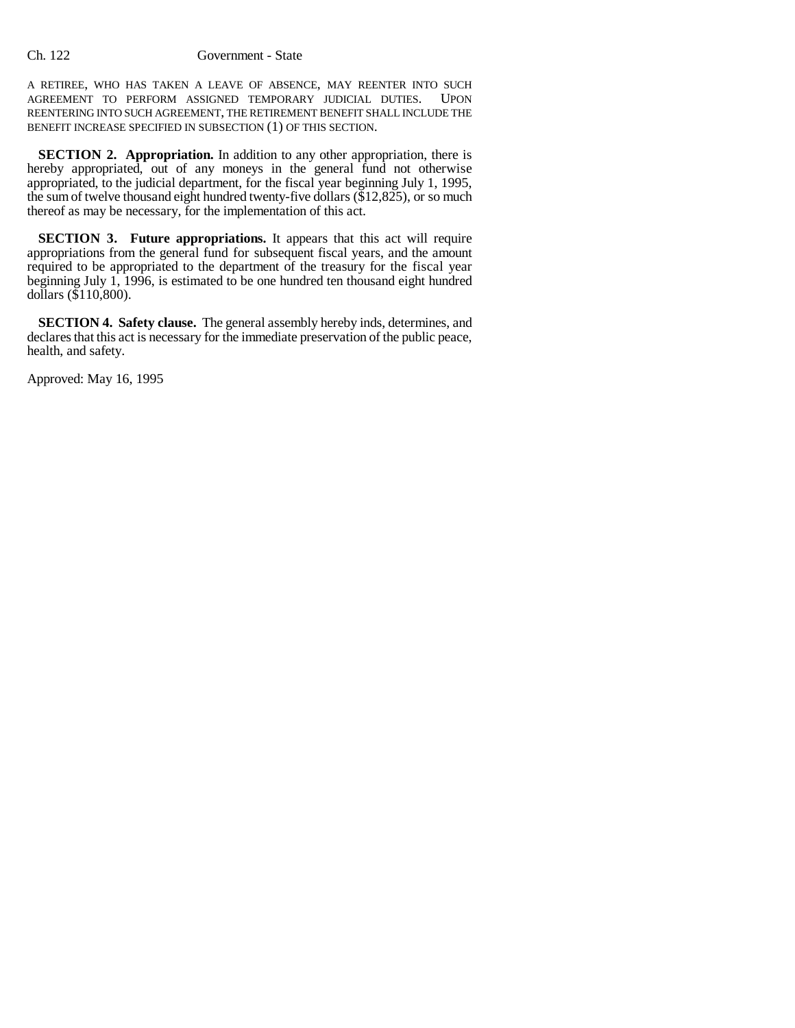A RETIREE, WHO HAS TAKEN A LEAVE OF ABSENCE, MAY REENTER INTO SUCH AGREEMENT TO PERFORM ASSIGNED TEMPORARY JUDICIAL DUTIES. UPON REENTERING INTO SUCH AGREEMENT, THE RETIREMENT BENEFIT SHALL INCLUDE THE BENEFIT INCREASE SPECIFIED IN SUBSECTION (1) OF THIS SECTION.

**SECTION 2. Appropriation.** In addition to any other appropriation, there is hereby appropriated, out of any moneys in the general fund not otherwise appropriated, to the judicial department, for the fiscal year beginning July 1, 1995, the sum of twelve thousand eight hundred twenty-five dollars ($12,825), or so much thereof as may be necessary, for the implementation of this act.

**SECTION 3. Future appropriations.** It appears that this act will require appropriations from the general fund for subsequent fiscal years, and the amount required to be appropriated to the department of the treasury for the fiscal year beginning July 1, 1996, is estimated to be one hundred ten thousand eight hundred dollars ($110,800).

**SECTION 4. Safety clause.** The general assembly hereby inds, determines, and declares that this act is necessary for the immediate preservation of the public peace, health, and safety.

Approved: May 16, 1995